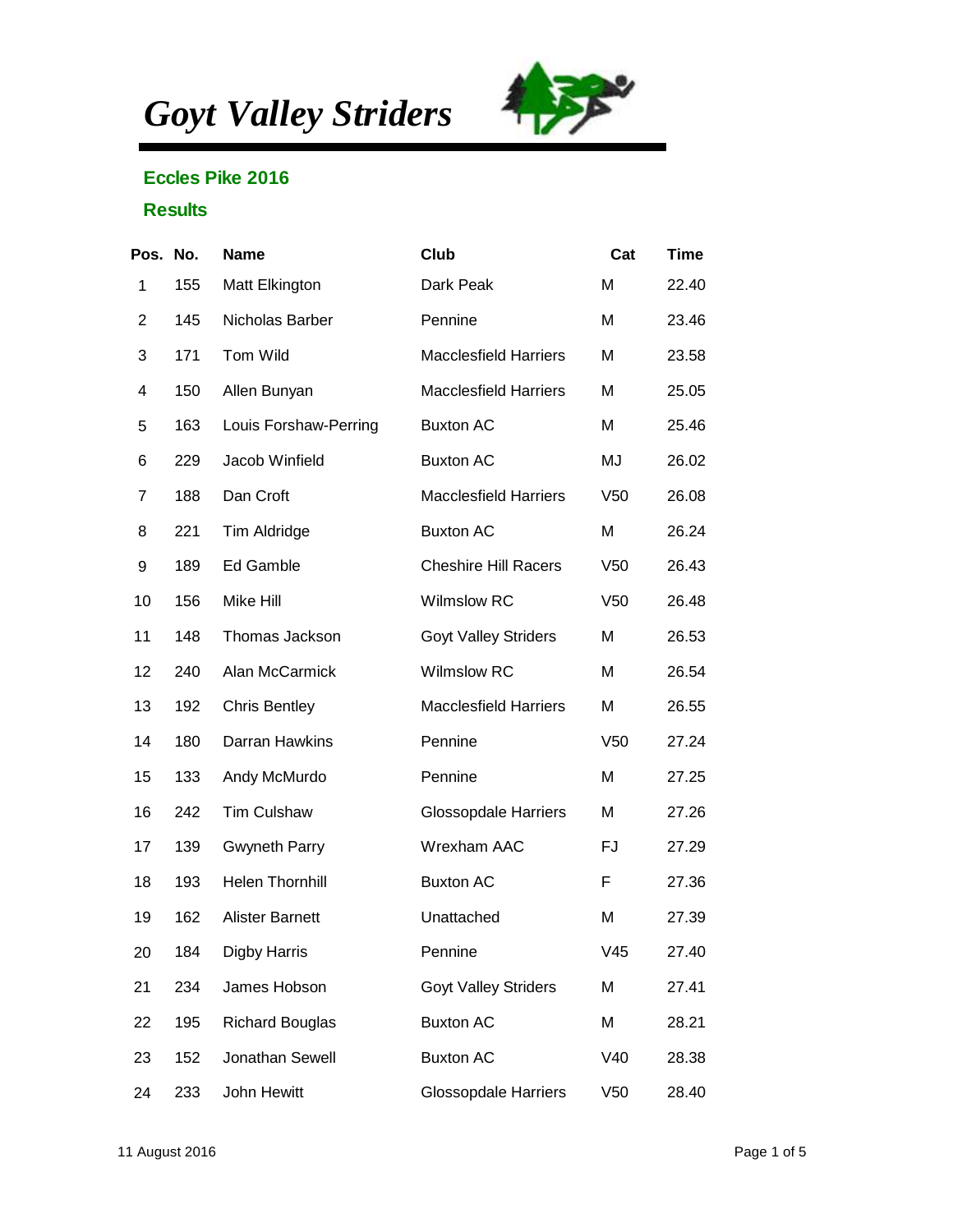# *Goyt Valley Striders*

## Eccles Pike 2016

## Results

| Pos. | No. | Name | Club | Cat | Time |
|---|---|---|---|---|---|
| 1 | 155 | Matt Elkington | Dark Peak | M | 22.40 |
| 2 | 145 | Nicholas Barber | Pennine | M | 23.46 |
| 3 | 171 | Tom Wild | Macclesfield Harriers | M | 23.58 |
| 4 | 150 | Allen Bunyan | Macclesfield Harriers | M | 25.05 |
| 5 | 163 | Louis Forshaw-Perring | Buxton AC | M | 25.46 |
| 6 | 229 | Jacob Winfield | Buxton AC | MJ | 26.02 |
| 7 | 188 | Dan Croft | Macclesfield Harriers | V50 | 26.08 |
| 8 | 221 | Tim Aldridge | Buxton AC | M | 26.24 |
| 9 | 189 | Ed Gamble | Cheshire Hill Racers | V50 | 26.43 |
| 10 | 156 | Mike Hill | Wilmslow RC | V50 | 26.48 |
| 11 | 148 | Thomas Jackson | Goyt Valley Striders | M | 26.53 |
| 12 | 240 | Alan McCarmick | Wilmslow RC | M | 26.54 |
| 13 | 192 | Chris Bentley | Macclesfield Harriers | M | 26.55 |
| 14 | 180 | Darran Hawkins | Pennine | V50 | 27.24 |
| 15 | 133 | Andy McMurdo | Pennine | M | 27.25 |
| 16 | 242 | Tim Culshaw | Glossopdale Harriers | M | 27.26 |
| 17 | 139 | Gwyneth Parry | Wrexham AAC | FJ | 27.29 |
| 18 | 193 | Helen Thornhill | Buxton AC | F | 27.36 |
| 19 | 162 | Alister Barnett | Unattached | M | 27.39 |
| 20 | 184 | Digby Harris | Pennine | V45 | 27.40 |
| 21 | 234 | James Hobson | Goyt Valley Striders | M | 27.41 |
| 22 | 195 | Richard Bouglas | Buxton AC | M | 28.21 |
| 23 | 152 | Jonathan Sewell | Buxton AC | V40 | 28.38 |
| 24 | 233 | John Hewitt | Glossopdale Harriers | V50 | 28.40 |

11 August 2016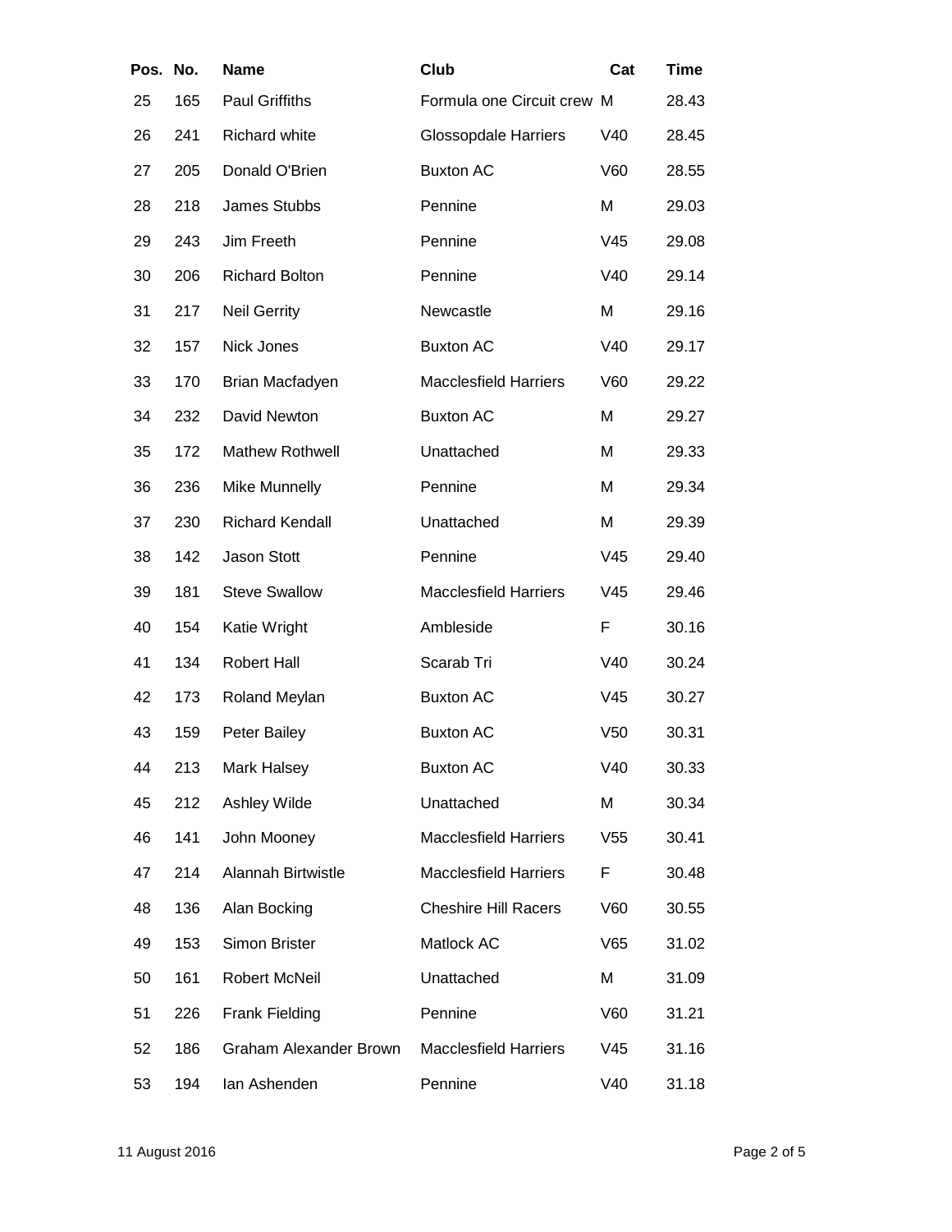| Pos. | No. | Name | Club | Cat | Time |
|---|---|---|---|---|---|
| 25 | 165 | Paul Griffiths | Formula one Circuit crew | M | 28.43 |
| 26 | 241 | Richard white | Glossopdale Harriers | V40 | 28.45 |
| 27 | 205 | Donald O'Brien | Buxton AC | V60 | 28.55 |
| 28 | 218 | James Stubbs | Pennine | M | 29.03 |
| 29 | 243 | Jim Freeth | Pennine | V45 | 29.08 |
| 30 | 206 | Richard Bolton | Pennine | V40 | 29.14 |
| 31 | 217 | Neil Gerrity | Newcastle | M | 29.16 |
| 32 | 157 | Nick Jones | Buxton AC | V40 | 29.17 |
| 33 | 170 | Brian Macfadyen | Macclesfield Harriers | V60 | 29.22 |
| 34 | 232 | David Newton | Buxton AC | M | 29.27 |
| 35 | 172 | Mathew Rothwell | Unattached | M | 29.33 |
| 36 | 236 | Mike Munnelly | Pennine | M | 29.34 |
| 37 | 230 | Richard Kendall | Unattached | M | 29.39 |
| 38 | 142 | Jason Stott | Pennine | V45 | 29.40 |
| 39 | 181 | Steve Swallow | Macclesfield Harriers | V45 | 29.46 |
| 40 | 154 | Katie Wright | Ambleside | F | 30.16 |
| 41 | 134 | Robert Hall | Scarab Tri | V40 | 30.24 |
| 42 | 173 | Roland Meylan | Buxton AC | V45 | 30.27 |
| 43 | 159 | Peter Bailey | Buxton AC | V50 | 30.31 |
| 44 | 213 | Mark Halsey | Buxton AC | V40 | 30.33 |
| 45 | 212 | Ashley Wilde | Unattached | M | 30.34 |
| 46 | 141 | John Mooney | Macclesfield Harriers | V55 | 30.41 |
| 47 | 214 | Alannah Birtwistle | Macclesfield Harriers | F | 30.48 |
| 48 | 136 | Alan Bocking | Cheshire Hill Racers | V60 | 30.55 |
| 49 | 153 | Simon Brister | Matlock AC | V65 | 31.02 |
| 50 | 161 | Robert McNeil | Unattached | M | 31.09 |
| 51 | 226 | Frank Fielding | Pennine | V60 | 31.21 |
| 52 | 186 | Graham Alexander Brown | Macclesfield Harriers | V45 | 31.16 |
| 53 | 194 | Ian Ashenden | Pennine | V40 | 31.18 |

11 August 2016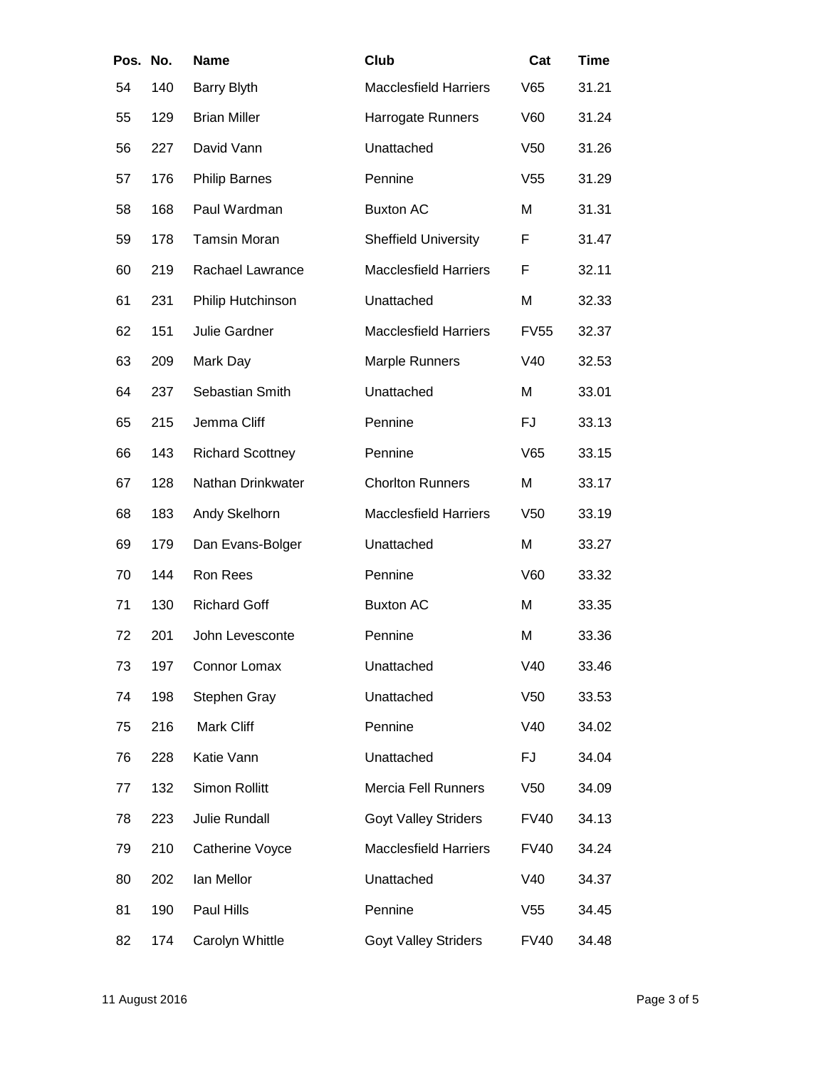| Pos. | No. | Name | Club | Cat | Time |
|---|---|---|---|---|---|
| 54 | 140 | Barry Blyth | Macclesfield Harriers | V65 | 31.21 |
| 55 | 129 | Brian Miller | Harrogate Runners | V60 | 31.24 |
| 56 | 227 | David Vann | Unattached | V50 | 31.26 |
| 57 | 176 | Philip Barnes | Pennine | V55 | 31.29 |
| 58 | 168 | Paul Wardman | Buxton AC | M | 31.31 |
| 59 | 178 | Tamsin Moran | Sheffield University | F | 31.47 |
| 60 | 219 | Rachael Lawrance | Macclesfield Harriers | F | 32.11 |
| 61 | 231 | Philip Hutchinson | Unattached | M | 32.33 |
| 62 | 151 | Julie Gardner | Macclesfield Harriers | FV55 | 32.37 |
| 63 | 209 | Mark Day | Marple Runners | V40 | 32.53 |
| 64 | 237 | Sebastian Smith | Unattached | M | 33.01 |
| 65 | 215 | Jemma Cliff | Pennine | FJ | 33.13 |
| 66 | 143 | Richard Scottney | Pennine | V65 | 33.15 |
| 67 | 128 | Nathan Drinkwater | Chorlton Runners | M | 33.17 |
| 68 | 183 | Andy Skelhorn | Macclesfield Harriers | V50 | 33.19 |
| 69 | 179 | Dan Evans-Bolger | Unattached | M | 33.27 |
| 70 | 144 | Ron Rees | Pennine | V60 | 33.32 |
| 71 | 130 | Richard Goff | Buxton AC | M | 33.35 |
| 72 | 201 | John Levesconte | Pennine | M | 33.36 |
| 73 | 197 | Connor Lomax | Unattached | V40 | 33.46 |
| 74 | 198 | Stephen Gray | Unattached | V50 | 33.53 |
| 75 | 216 | Mark Cliff | Pennine | V40 | 34.02 |
| 76 | 228 | Katie Vann | Unattached | FJ | 34.04 |
| 77 | 132 | Simon Rollitt | Mercia Fell Runners | V50 | 34.09 |
| 78 | 223 | Julie Rundall | Goyt Valley Striders | FV40 | 34.13 |
| 79 | 210 | Catherine Voyce | Macclesfield Harriers | FV40 | 34.24 |
| 80 | 202 | Ian Mellor | Unattached | V40 | 34.37 |
| 81 | 190 | Paul Hills | Pennine | V55 | 34.45 |
| 82 | 174 | Carolyn Whittle | Goyt Valley Striders | FV40 | 34.48 |

11 August 2016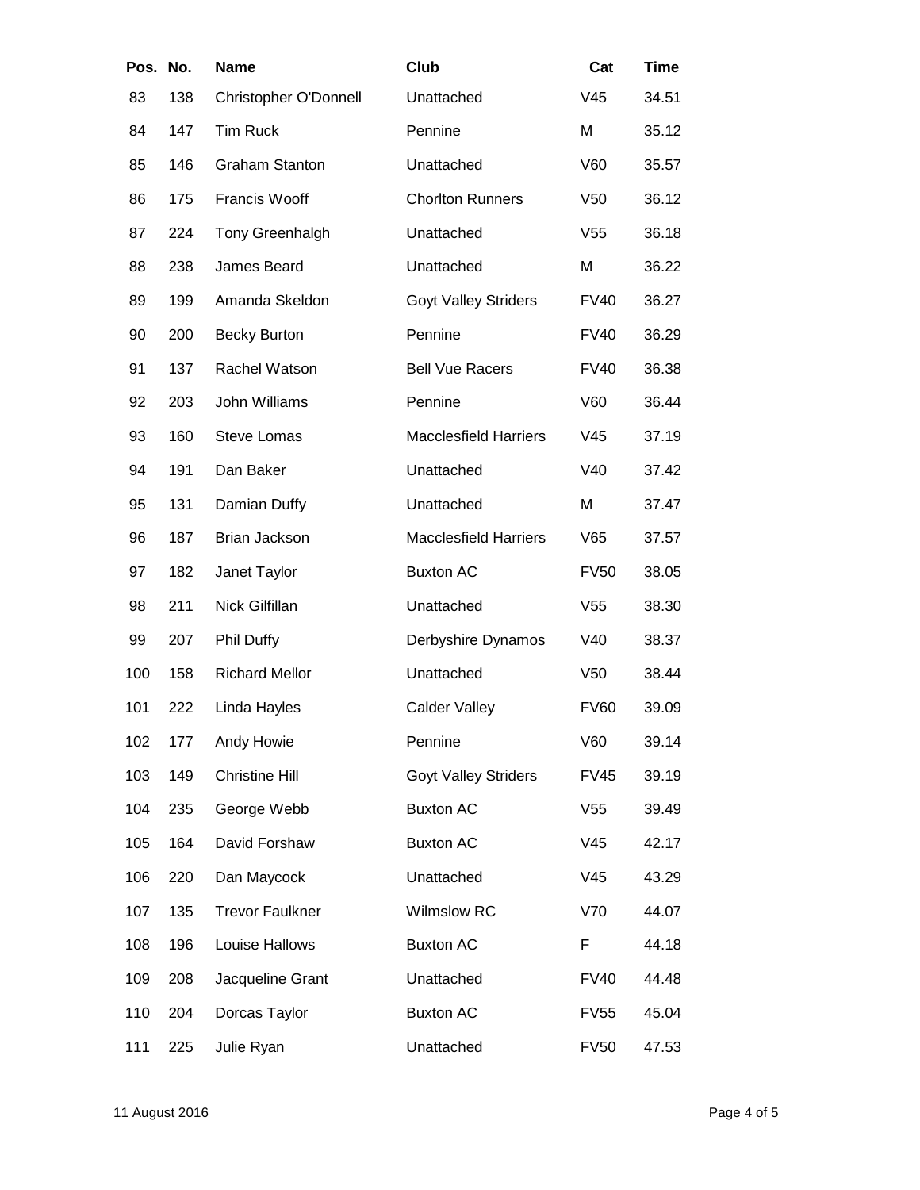| Pos. | No. | Name | Club | Cat | Time |
|---|---|---|---|---|---|
| 83 | 138 | Christopher O'Donnell | Unattached | V45 | 34.51 |
| 84 | 147 | Tim Ruck | Pennine | M | 35.12 |
| 85 | 146 | Graham Stanton | Unattached | V60 | 35.57 |
| 86 | 175 | Francis Wooff | Chorlton Runners | V50 | 36.12 |
| 87 | 224 | Tony Greenhalgh | Unattached | V55 | 36.18 |
| 88 | 238 | James Beard | Unattached | M | 36.22 |
| 89 | 199 | Amanda Skeldon | Goyt Valley Striders | FV40 | 36.27 |
| 90 | 200 | Becky Burton | Pennine | FV40 | 36.29 |
| 91 | 137 | Rachel Watson | Bell Vue Racers | FV40 | 36.38 |
| 92 | 203 | John Williams | Pennine | V60 | 36.44 |
| 93 | 160 | Steve Lomas | Macclesfield Harriers | V45 | 37.19 |
| 94 | 191 | Dan Baker | Unattached | V40 | 37.42 |
| 95 | 131 | Damian Duffy | Unattached | M | 37.47 |
| 96 | 187 | Brian Jackson | Macclesfield Harriers | V65 | 37.57 |
| 97 | 182 | Janet Taylor | Buxton AC | FV50 | 38.05 |
| 98 | 211 | Nick Gilfillan | Unattached | V55 | 38.30 |
| 99 | 207 | Phil Duffy | Derbyshire Dynamos | V40 | 38.37 |
| 100 | 158 | Richard Mellor | Unattached | V50 | 38.44 |
| 101 | 222 | Linda Hayles | Calder Valley | FV60 | 39.09 |
| 102 | 177 | Andy Howie | Pennine | V60 | 39.14 |
| 103 | 149 | Christine Hill | Goyt Valley Striders | FV45 | 39.19 |
| 104 | 235 | George Webb | Buxton AC | V55 | 39.49 |
| 105 | 164 | David Forshaw | Buxton AC | V45 | 42.17 |
| 106 | 220 | Dan Maycock | Unattached | V45 | 43.29 |
| 107 | 135 | Trevor Faulkner | Wilmslow RC | V70 | 44.07 |
| 108 | 196 | Louise Hallows | Buxton AC | F | 44.18 |
| 109 | 208 | Jacqueline Grant | Unattached | FV40 | 44.48 |
| 110 | 204 | Dorcas Taylor | Buxton AC | FV55 | 45.04 |
| 111 | 225 | Julie Ryan | Unattached | FV50 | 47.53 |

11 August 2016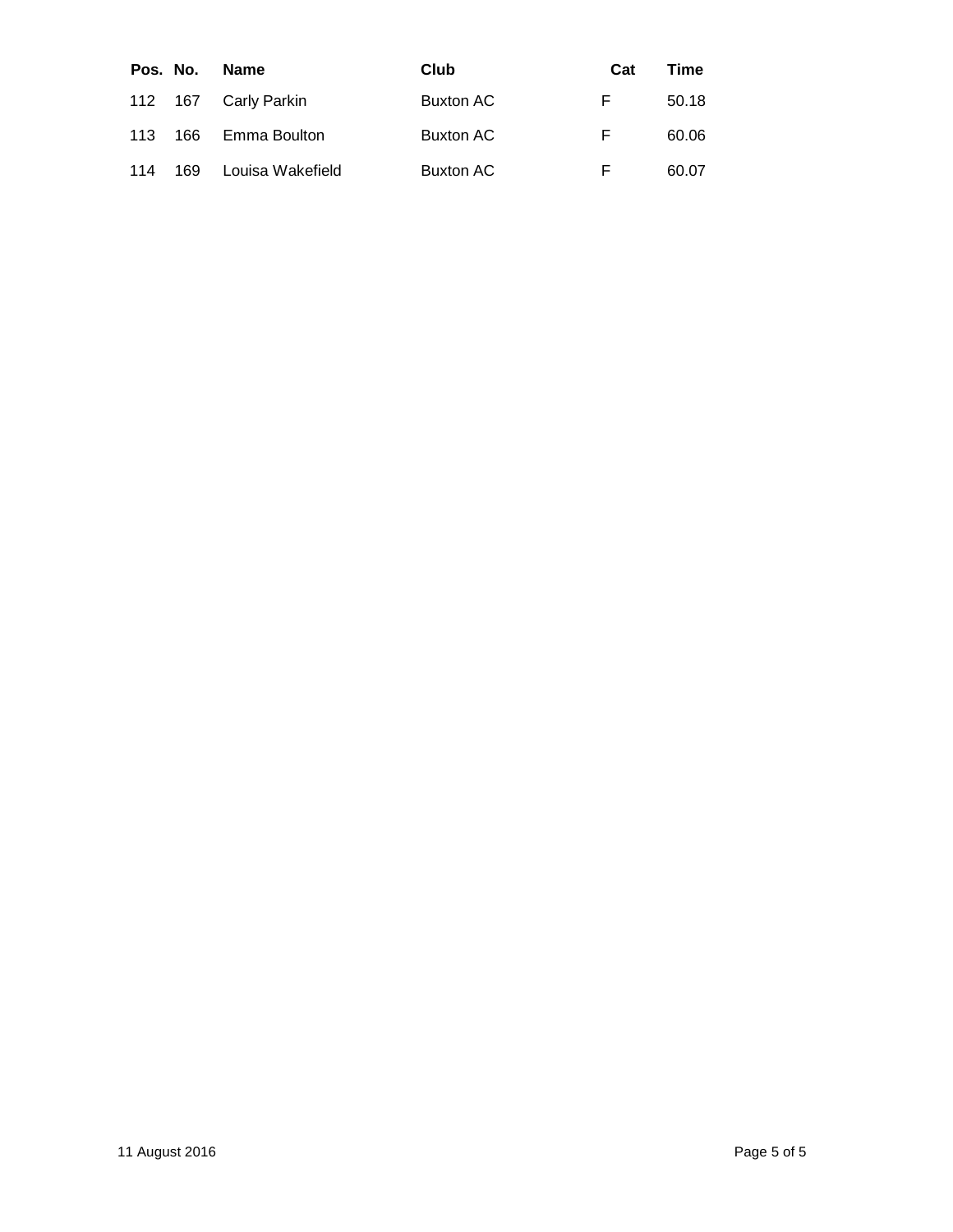| Pos. | No. | Name | Club | Cat | Time |
|---|---|---|---|---|---|
| 112 | 167 | Carly Parkin | Buxton AC | F | 50.18 |
| 113 | 166 | Emma Boulton | Buxton AC | F | 60.06 |
| 114 | 169 | Louisa Wakefield | Buxton AC | F | 60.07 |

11 August 2016